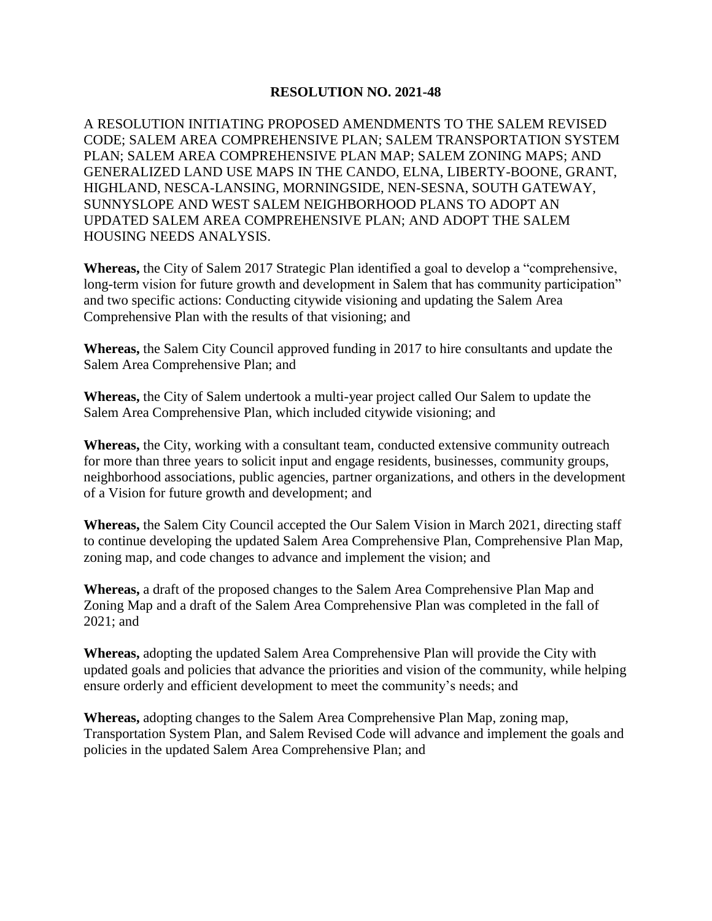# RESOLUTION NO. 2021-48

A RESOLUTION INITIATING PROPOSED AMENDMENTS TO THE SALEM REVISED CODE; SALEM AREA COMPREHENSIVE PLAN; SALEM TRANSPORTATION SYSTEM PLAN; SALEM AREA COMPREHENSIVE PLAN MAP; SALEM ZONING MAPS; AND GENERALIZED LAND USE MAPS IN THE CANDO, ELNA, LIBERTY-BOONE, GRANT, HIGHLAND, NESCA-LANSING, MORNINGSIDE, NEN-SESNA, SOUTH GATEWAY, SUNNYSLOPE AND WEST SALEM NEIGHBORHOOD PLANS TO ADOPT AN UPDATED SALEM AREA COMPREHENSIVE PLAN; AND ADOPT THE SALEM HOUSING NEEDS ANALYSIS.

**Whereas,** the City of Salem 2017 Strategic Plan identified a goal to develop a "comprehensive, long-term vision for future growth and development in Salem that has community participation" and two specific actions: Conducting citywide visioning and updating the Salem Area Comprehensive Plan with the results of that visioning; and

**Whereas,** the Salem City Council approved funding in 2017 to hire consultants and update the Salem Area Comprehensive Plan; and

**Whereas,** the City of Salem undertook a multi-year project called Our Salem to update the Salem Area Comprehensive Plan, which included citywide visioning; and

**Whereas,** the City, working with a consultant team, conducted extensive community outreach for more than three years to solicit input and engage residents, businesses, community groups, neighborhood associations, public agencies, partner organizations, and others in the development of a Vision for future growth and development; and

**Whereas,** the Salem City Council accepted the Our Salem Vision in March 2021, directing staff to continue developing the updated Salem Area Comprehensive Plan, Comprehensive Plan Map, zoning map, and code changes to advance and implement the vision; and

**Whereas,** a draft of the proposed changes to the Salem Area Comprehensive Plan Map and Zoning Map and a draft of the Salem Area Comprehensive Plan was completed in the fall of 2021; and

**Whereas,** adopting the updated Salem Area Comprehensive Plan will provide the City with updated goals and policies that advance the priorities and vision of the community, while helping ensure orderly and efficient development to meet the community's needs; and

**Whereas,** adopting changes to the Salem Area Comprehensive Plan Map, zoning map, Transportation System Plan, and Salem Revised Code will advance and implement the goals and policies in the updated Salem Area Comprehensive Plan; and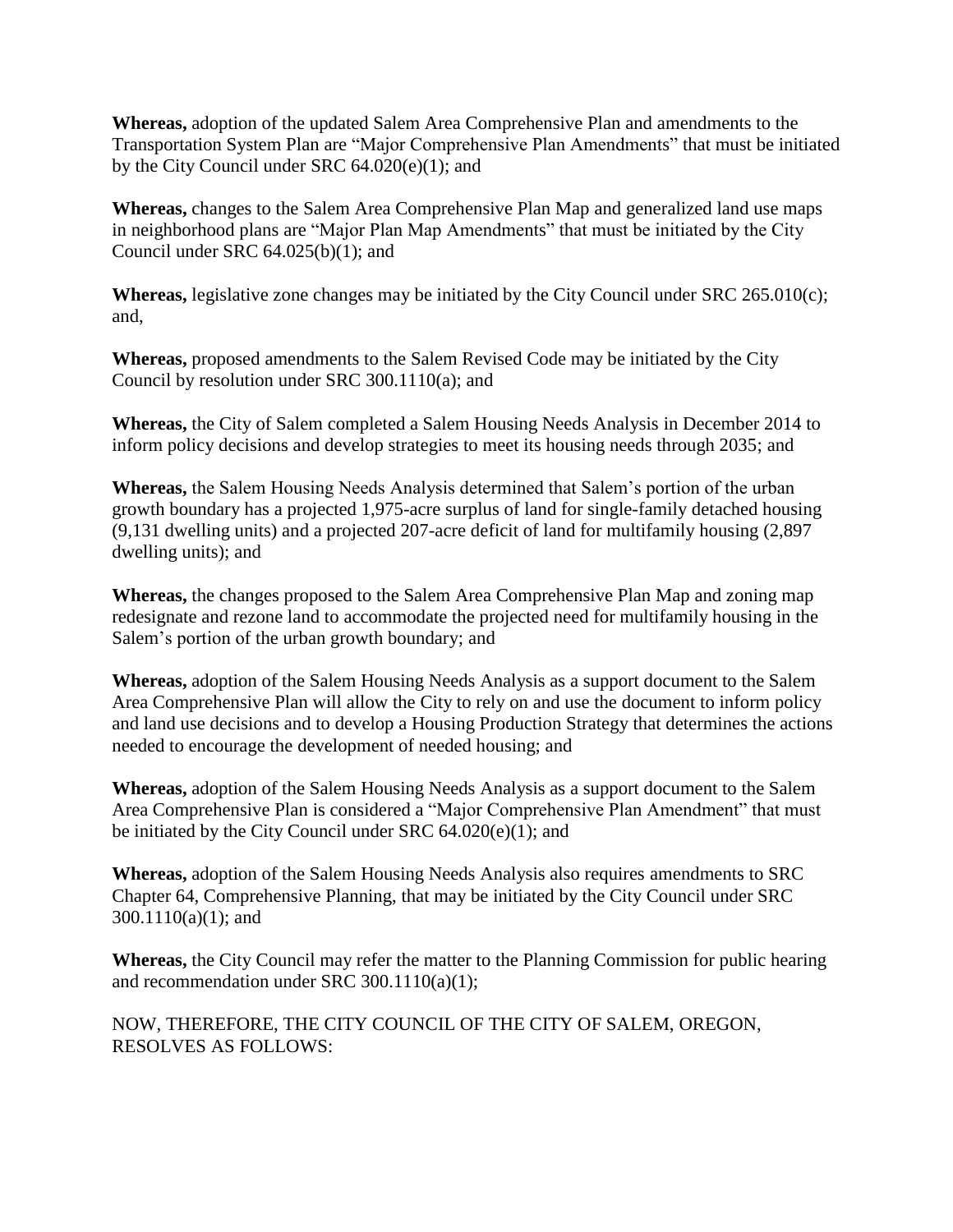**Whereas,** adoption of the updated Salem Area Comprehensive Plan and amendments to the Transportation System Plan are "Major Comprehensive Plan Amendments" that must be initiated by the City Council under SRC 64.020(e)(1); and

**Whereas,** changes to the Salem Area Comprehensive Plan Map and generalized land use maps in neighborhood plans are "Major Plan Map Amendments" that must be initiated by the City Council under SRC 64.025(b)(1); and

**Whereas,** legislative zone changes may be initiated by the City Council under SRC 265.010(c); and,

**Whereas,** proposed amendments to the Salem Revised Code may be initiated by the City Council by resolution under SRC 300.1110(a); and

**Whereas,** the City of Salem completed a Salem Housing Needs Analysis in December 2014 to inform policy decisions and develop strategies to meet its housing needs through 2035; and

**Whereas,** the Salem Housing Needs Analysis determined that Salem's portion of the urban growth boundary has a projected 1,975-acre surplus of land for single-family detached housing (9,131 dwelling units) and a projected 207-acre deficit of land for multifamily housing (2,897 dwelling units); and

**Whereas,** the changes proposed to the Salem Area Comprehensive Plan Map and zoning map redesignate and rezone land to accommodate the projected need for multifamily housing in the Salem's portion of the urban growth boundary; and

**Whereas,** adoption of the Salem Housing Needs Analysis as a support document to the Salem Area Comprehensive Plan will allow the City to rely on and use the document to inform policy and land use decisions and to develop a Housing Production Strategy that determines the actions needed to encourage the development of needed housing; and

**Whereas,** adoption of the Salem Housing Needs Analysis as a support document to the Salem Area Comprehensive Plan is considered a "Major Comprehensive Plan Amendment" that must be initiated by the City Council under SRC 64.020(e)(1); and

**Whereas,** adoption of the Salem Housing Needs Analysis also requires amendments to SRC Chapter 64, Comprehensive Planning, that may be initiated by the City Council under SRC 300.1110(a)(1); and

**Whereas,** the City Council may refer the matter to the Planning Commission for public hearing and recommendation under SRC 300.1110(a)(1);

NOW, THEREFORE, THE CITY COUNCIL OF THE CITY OF SALEM, OREGON, RESOLVES AS FOLLOWS: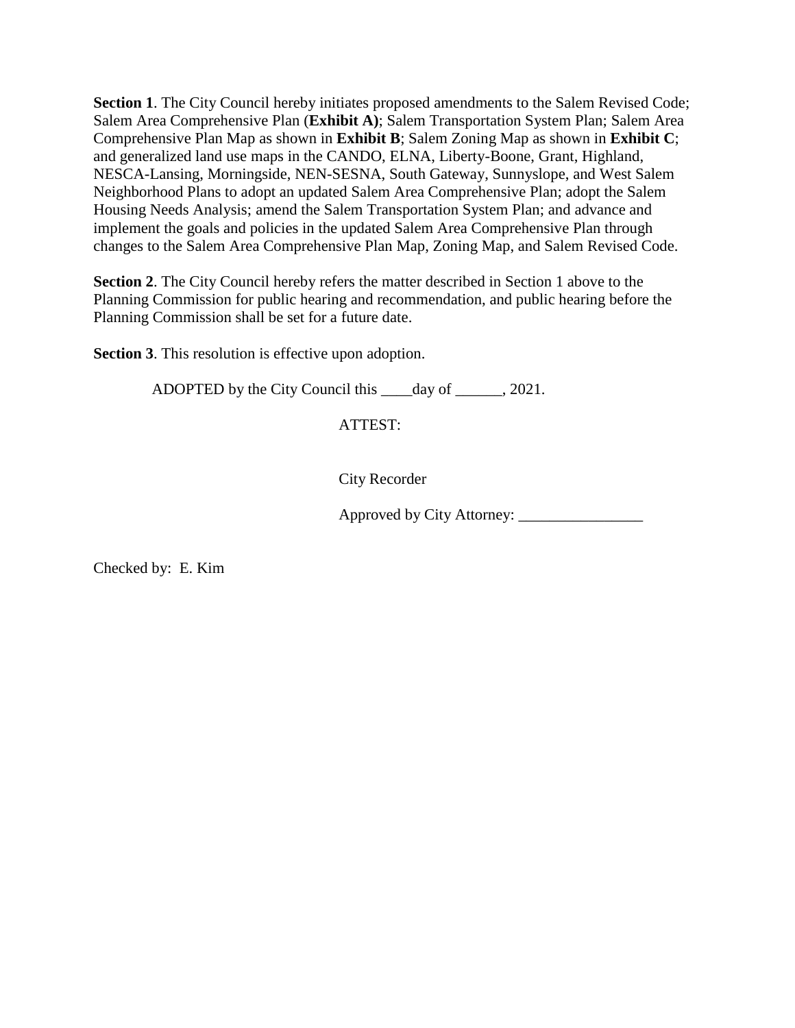**Section 1**. The City Council hereby initiates proposed amendments to the Salem Revised Code; Salem Area Comprehensive Plan (**Exhibit A)**; Salem Transportation System Plan; Salem Area Comprehensive Plan Map as shown in **Exhibit B**; Salem Zoning Map as shown in **Exhibit C**; and generalized land use maps in the CANDO, ELNA, Liberty-Boone, Grant, Highland, NESCA-Lansing, Morningside, NEN-SESNA, South Gateway, Sunnyslope, and West Salem Neighborhood Plans to adopt an updated Salem Area Comprehensive Plan; adopt the Salem Housing Needs Analysis; amend the Salem Transportation System Plan; and advance and implement the goals and policies in the updated Salem Area Comprehensive Plan through changes to the Salem Area Comprehensive Plan Map, Zoning Map, and Salem Revised Code.

**Section 2**. The City Council hereby refers the matter described in Section 1 above to the Planning Commission for public hearing and recommendation, and public hearing before the Planning Commission shall be set for a future date.

**Section 3**. This resolution is effective upon adoption.

ADOPTED by the City Council this ____day of ______, 2021.

ATTEST:

City Recorder

Approved by City Attorney: ________________

Checked by: E. Kim